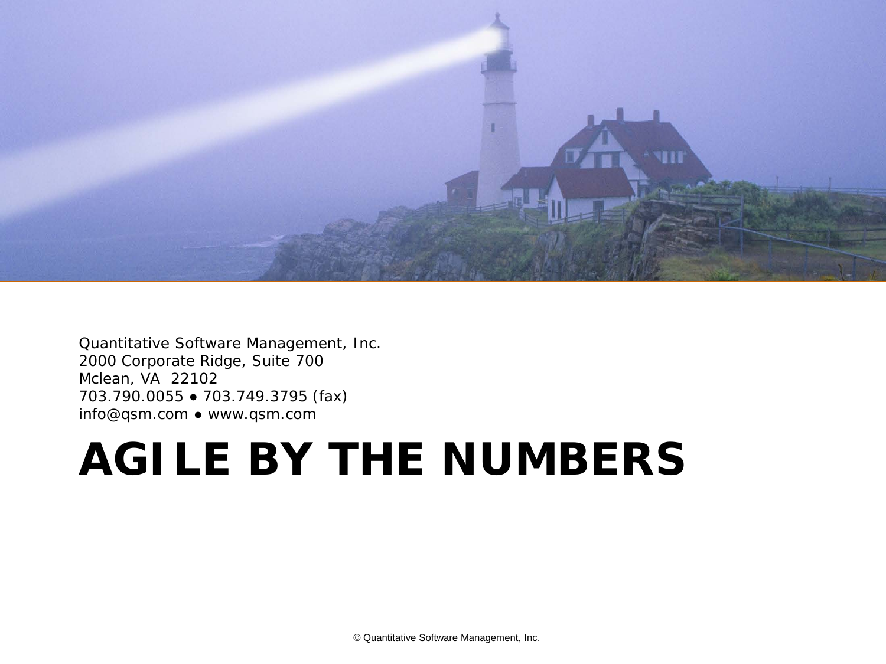Quantitative Software Management, Inc.
2000 Corporate Ridge, Suite 700
Mclean, VA 22102
703.790.0055 • 703.749.3795 (fax)
info@qsm.com • www.qsm.com

# AGILE BY THE NUMBERS

© Quantitative Software Management, Inc.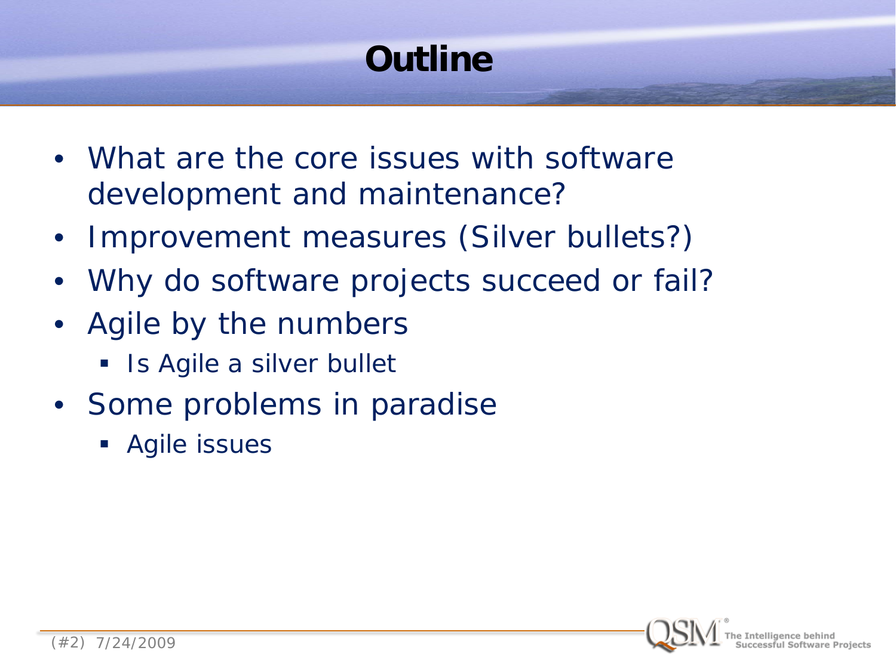# Outline

- What are the core issues with software development and maintenance?
- Improvement measures (Silver bullets?)
- Why do software projects succeed or fail?
- Agile by the numbers
  - Is Agile a silver bullet
- Some problems in paradise
  - Agile issues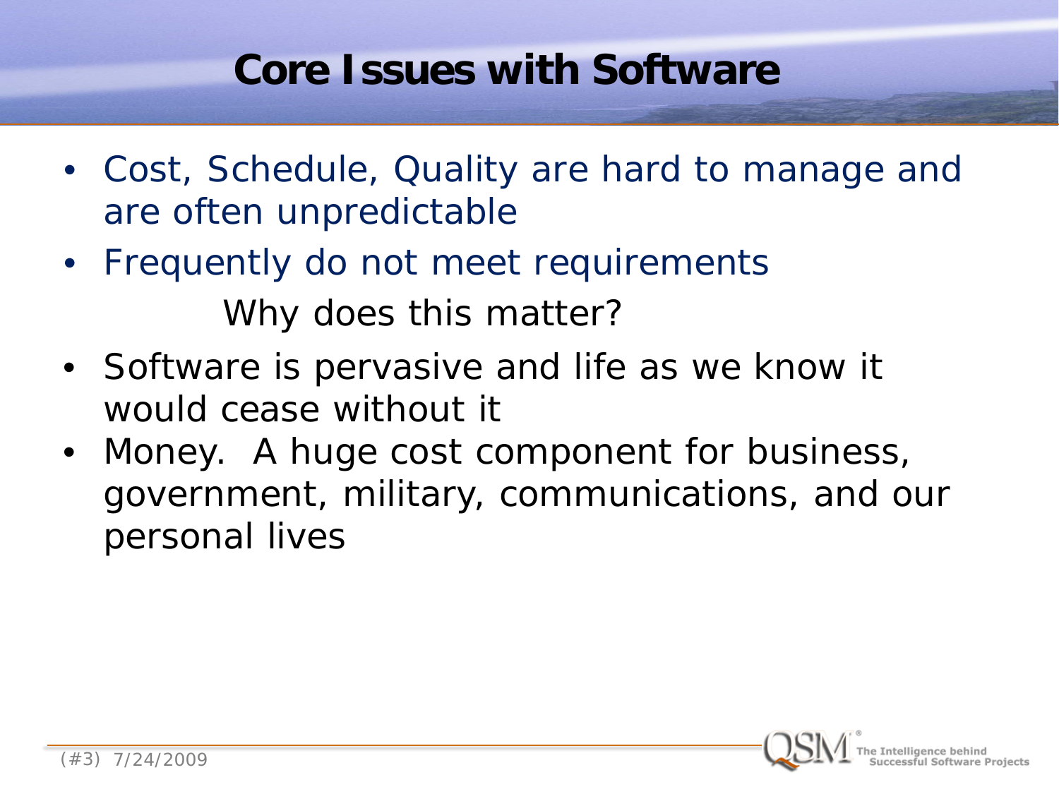# Core Issues with Software

- Cost, Schedule, Quality are hard to manage and are often unpredictable
- Frequently do not meet requirements

Why does this matter?

- Software is pervasive and life as we know it would cease without it
- Money. A huge cost component for business, government, military, communications, and our personal lives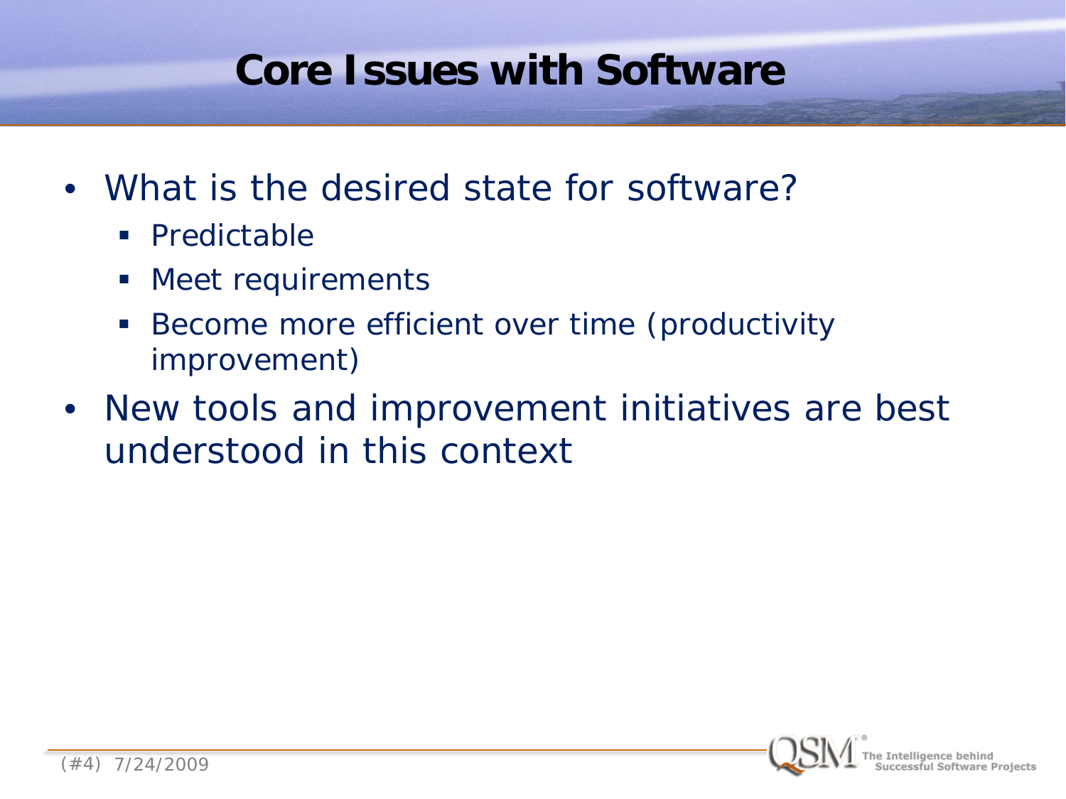# Core Issues with Software

- What is the desired state for software?
  - Predictable
  - Meet requirements
  - Become more efficient over time (productivity improvement)
- New tools and improvement initiatives are best understood in this context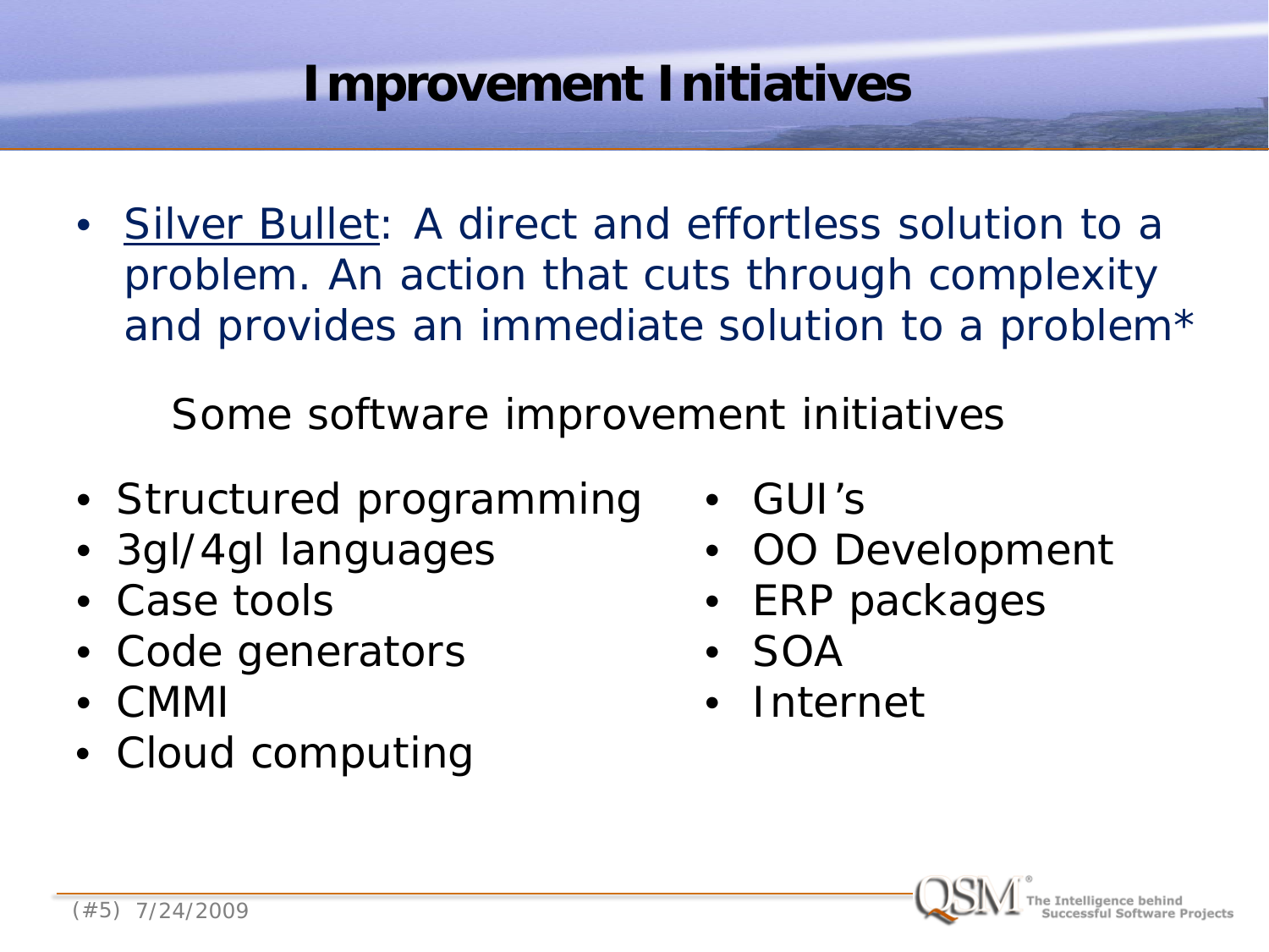# Improvement Initiatives

- <u>Silver Bullet</u>: A direct and effortless solution to a problem. An action that cuts through complexity and provides an immediate solution to a problem*

Some software improvement initiatives

- Structured programming
- 3gl/4gl languages
- Case tools
- Code generators
- CMMI
- Cloud computing
- GUI's
- OO Development
- ERP packages
- SOA
- Internet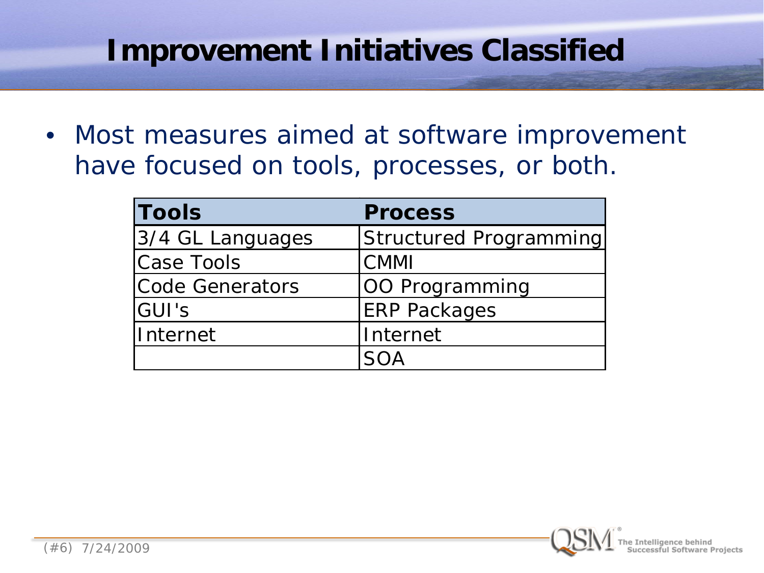# Improvement Initiatives Classified

- Most measures aimed at software improvement have focused on tools, processes, or both.

| Tools | Process |
|---|---|
| 3/4 GL Languages | Structured Programming |
| Case Tools | CMMI |
| Code Generators | OO Programming |
| GUI's | ERP Packages |
| Internet | Internet |
| | SOA |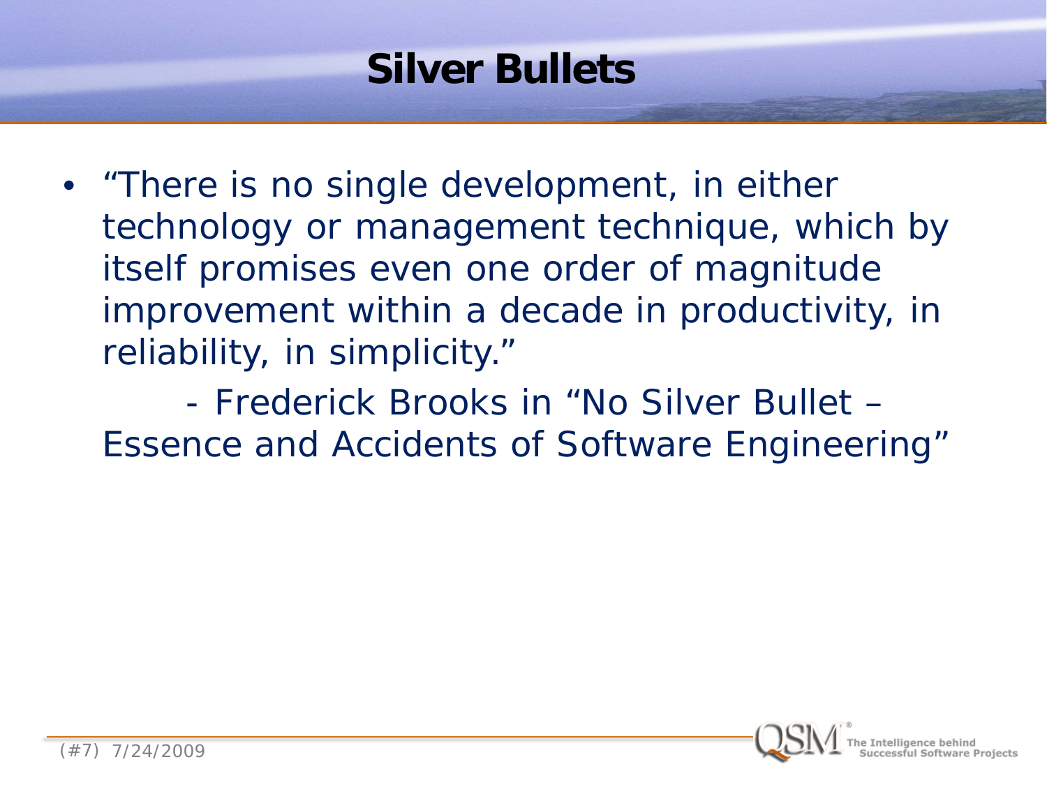# Silver Bullets

- "There is no single development, in either technology or management technique, which by itself promises even one order of magnitude improvement within a decade in productivity, in reliability, in simplicity."

  - Frederick Brooks in "No Silver Bullet – Essence and Accidents of Software Engineering"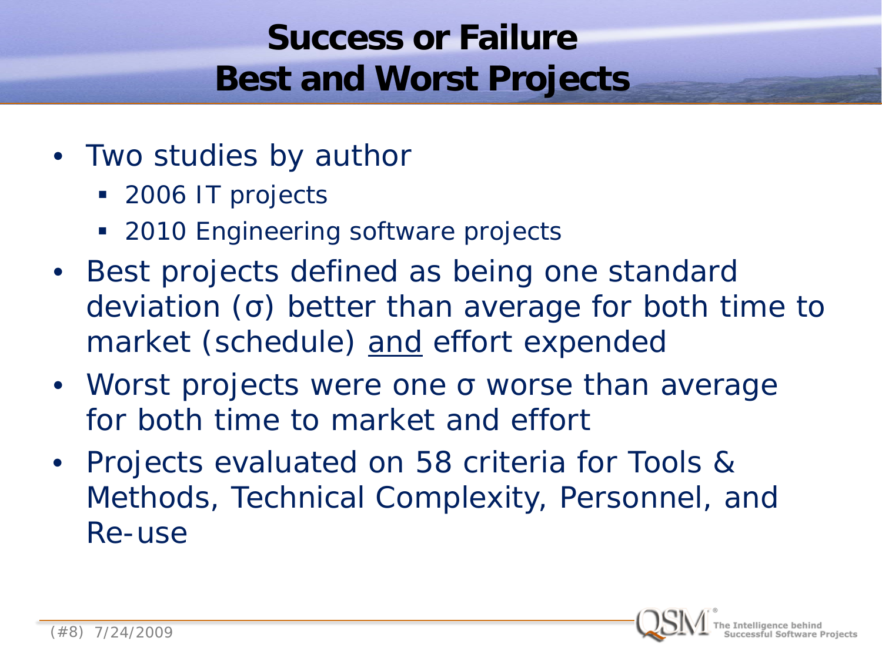# Success or Failure
# Best and Worst Projects

- Two studies by author
  - 2006 IT projects
  - 2010 Engineering software projects
- Best projects defined as being one standard deviation (σ) better than average for both time to market (schedule) <u>and</u> effort expended
- Worst projects were one σ worse than average for both time to market and effort
- Projects evaluated on 58 criteria for Tools & Methods, Technical Complexity, Personnel, and Re-use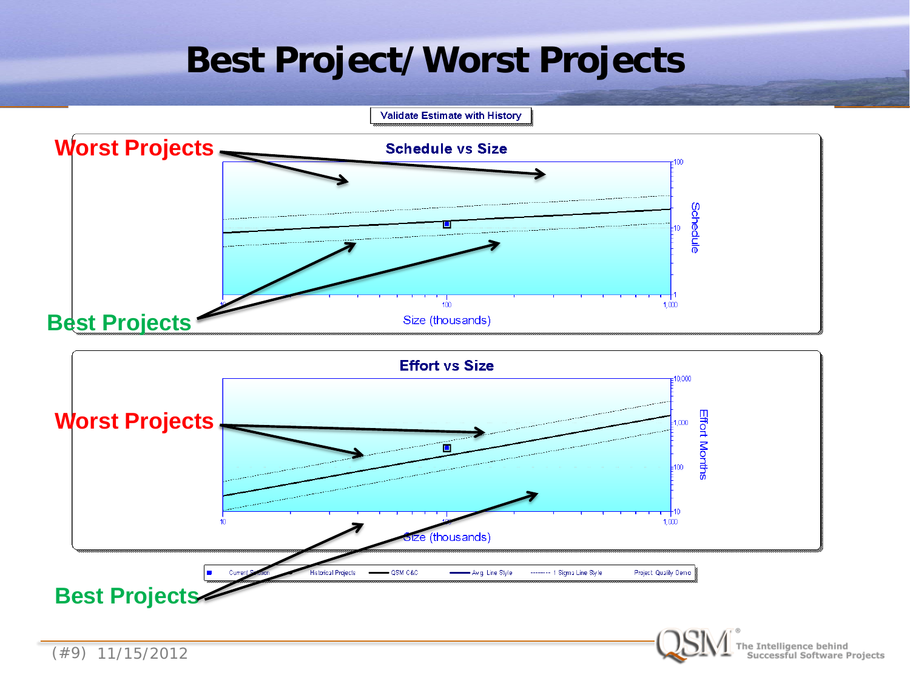# Best Project/Worst Projects

Validate Estimate with History

**Worst Projects**

**Best Projects**

## Schedule vs Size

Size (thousands)

Schedule

**Worst Projects**

**Best Projects**

## Effort vs Size

Size (thousands)

Effort Months

Current Solution — Historical Projects — QSM C&C — Avg. Line Style — 1 Sigma Line Style — Project Quality Demo

(#9) 11/15/2012

QSM The Intelligence behind Successful Software Projects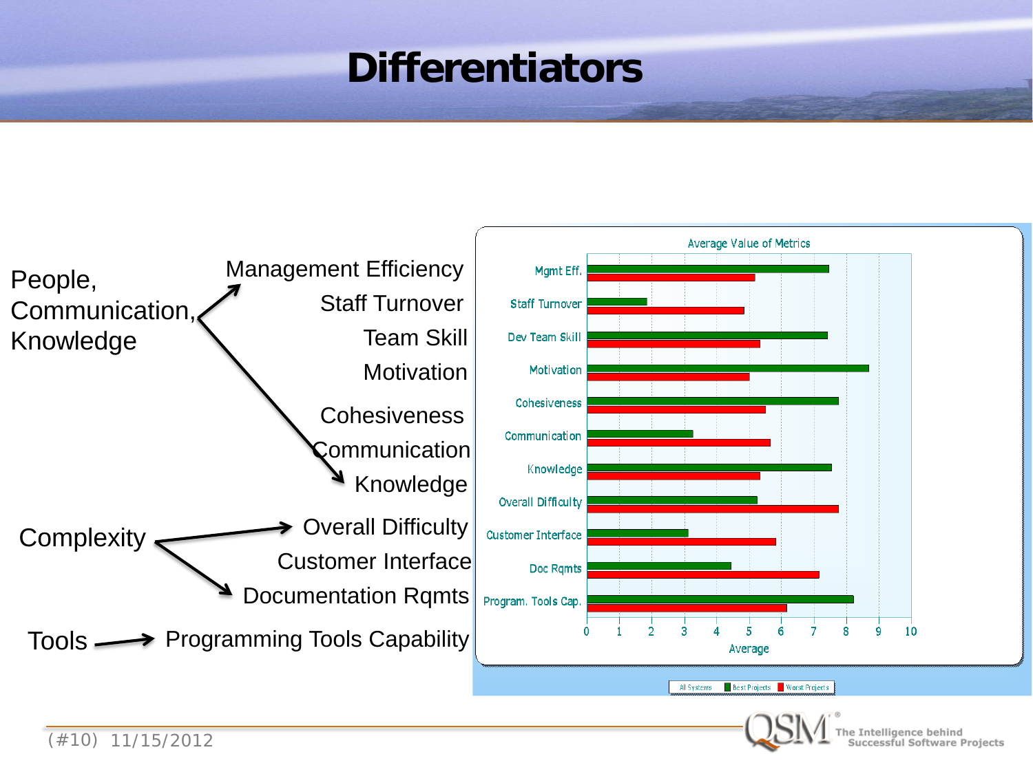# Differentiators

People, Communication, Knowledge → Management Efficiency, Staff Turnover, Team Skill, Motivation, Cohesiveness, Communication, Knowledge

Complexity → Overall Difficulty, Customer Interface, Documentation Rqmts

Tools → Programming Tools Capability

**Average Value of Metrics**

| Metric | Best Projects | Worst Projects |
|---|---|---|
| Mgmt Eff. | 7.5 | 5.2 |
| Staff Turnover | 1.9 | 4.9 |
| Dev Team Skill | 7.4 | 5.4 |
| Motivation | 8.7 | 5.0 |
| Cohesiveness | 7.8 | 5.5 |
| Communication | 3.3 | 5.7 |
| Knowledge | 7.6 | 5.4 |
| Overall Difficulty | 5.3 | 7.8 |
| Customer Interface | 3.1 | 5.8 |
| Doc Rqmts | 4.5 | 7.2 |
| Program. Tools Cap. | 8.2 | 6.2 |

Average

All Systems | Best Projects | Worst Projects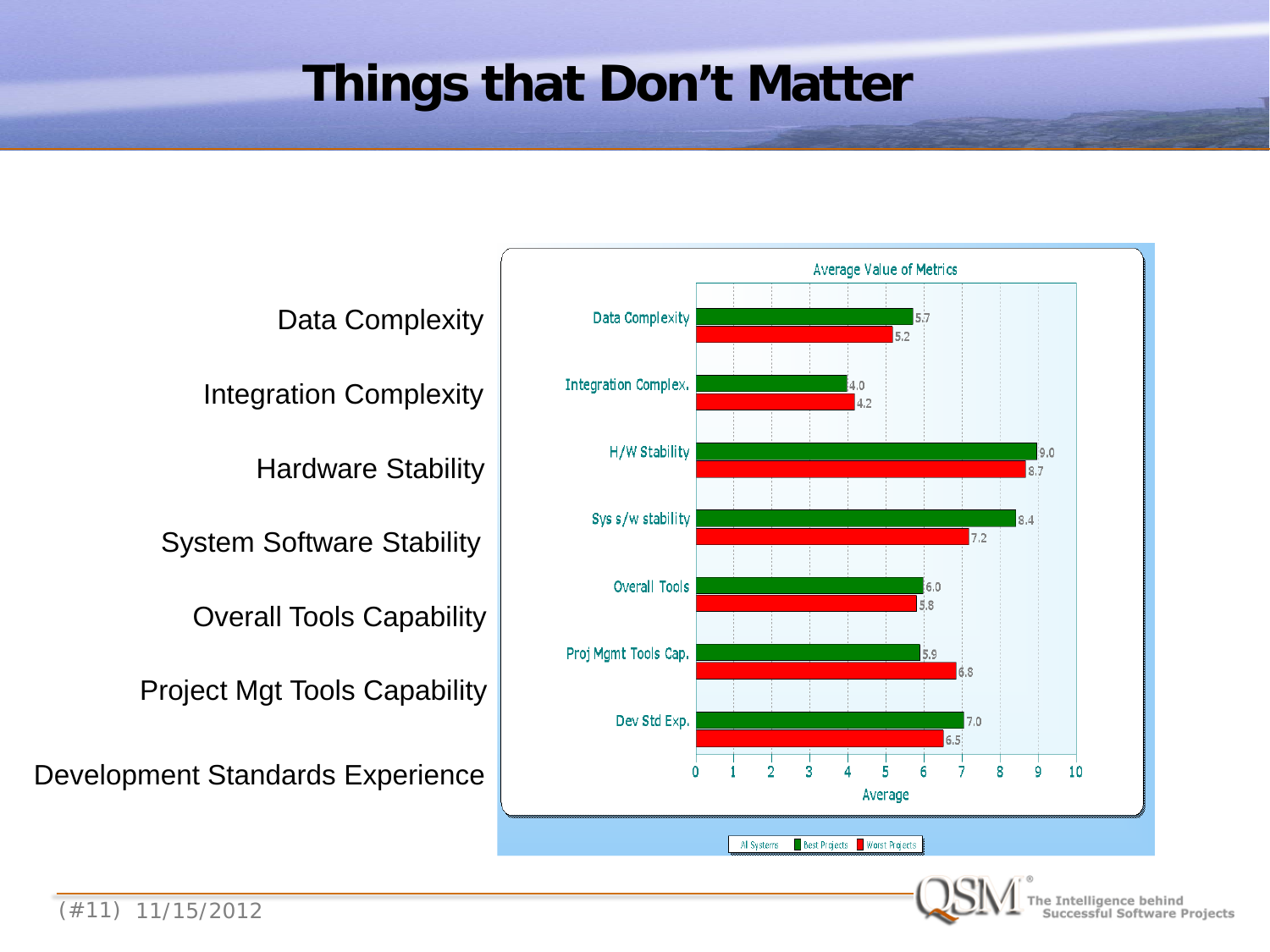# Things that Don't Matter

Data Complexity

Integration Complexity

Hardware Stability

System Software Stability

Overall Tools Capability

Project Mgt Tools Capability

Development Standards Experience

Average Value of Metrics

| Metric | Best Projects | Worst Projects |
|---|---|---|
| Data Complexity | 5.7 | 5.2 |
| Integration Complex. | 4.0 | 4.2 |
| H/W Stability | 9.0 | 8.7 |
| Sys s/w stability | 8.4 | 7.2 |
| Overall Tools | 6.0 | 5.8 |
| Proj Mgmt Tools Cap. | 5.9 | 6.8 |
| Dev Std Exp. | 7.0 | 6.5 |

Average

All Systems | Best Projects | Worst Projects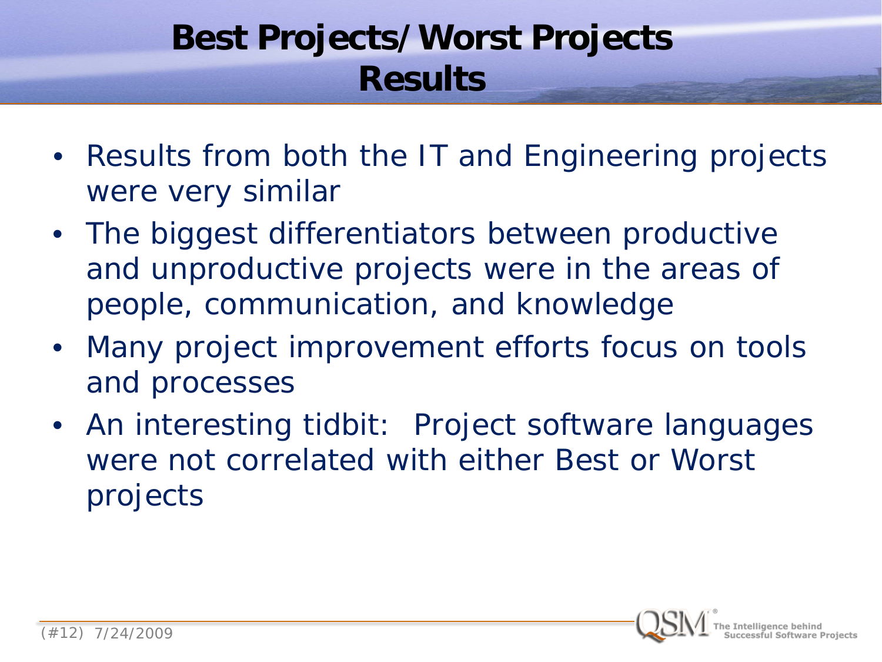# Best Projects/Worst Projects Results

- Results from both the IT and Engineering projects were very similar
- The biggest differentiators between productive and unproductive projects were in the areas of people, communication, and knowledge
- Many project improvement efforts focus on tools and processes
- An interesting tidbit:  Project software languages were not correlated with either Best or Worst projects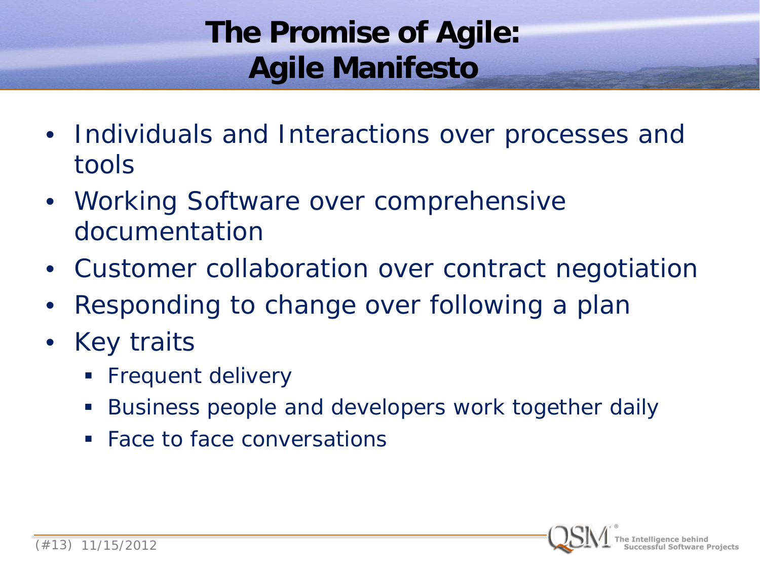# The Promise of Agile: Agile Manifesto

- Individuals and Interactions over processes and tools
- Working Software over comprehensive documentation
- Customer collaboration over contract negotiation
- Responding to change over following a plan
- Key traits
  - Frequent delivery
  - Business people and developers work together daily
  - Face to face conversations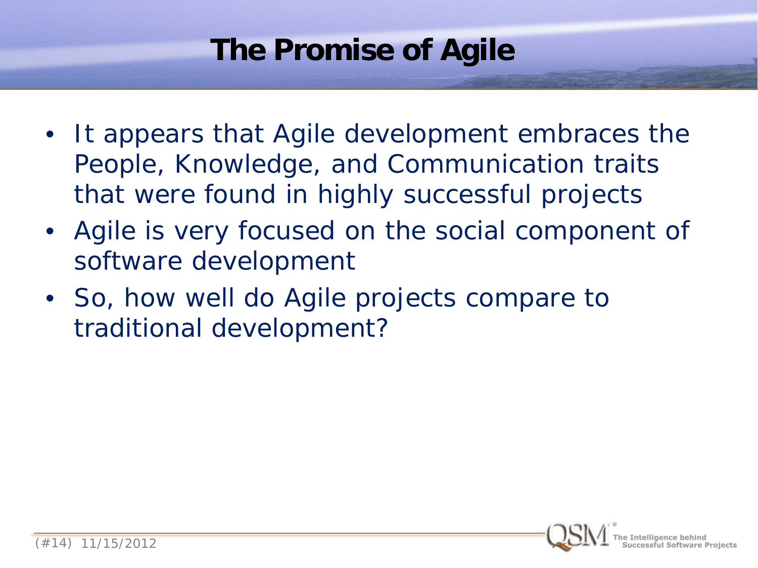# The Promise of Agile

- It appears that Agile development embraces the People, Knowledge, and Communication traits that were found in highly successful projects
- Agile is very focused on the social component of software development
- So, how well do Agile projects compare to traditional development?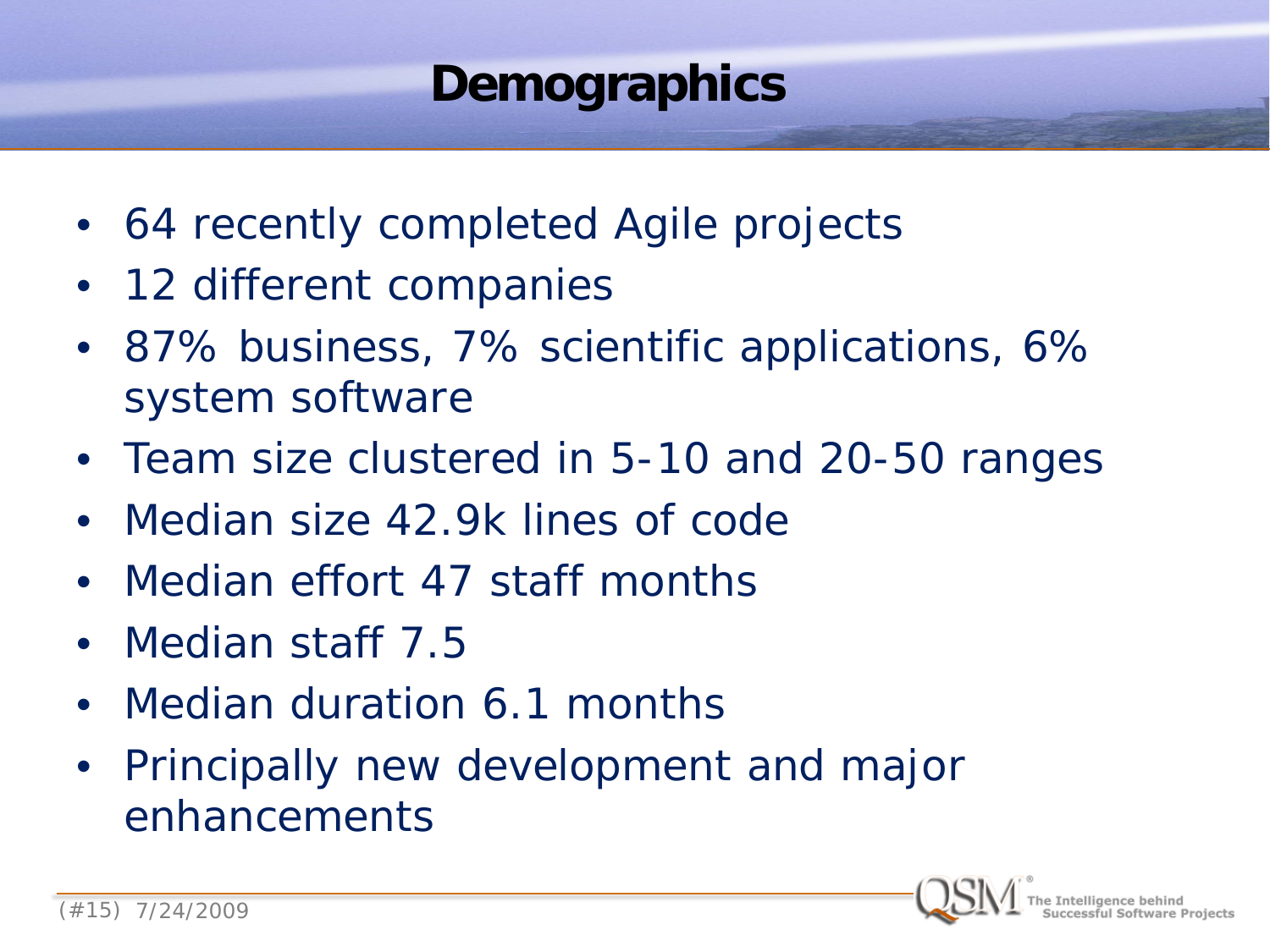# Demographics

- 64 recently completed Agile projects
- 12 different companies
- 87% business, 7% scientific applications, 6% system software
- Team size clustered in 5-10 and 20-50 ranges
- Median size 42.9k lines of code
- Median effort 47 staff months
- Median staff 7.5
- Median duration 6.1 months
- Principally new development and major enhancements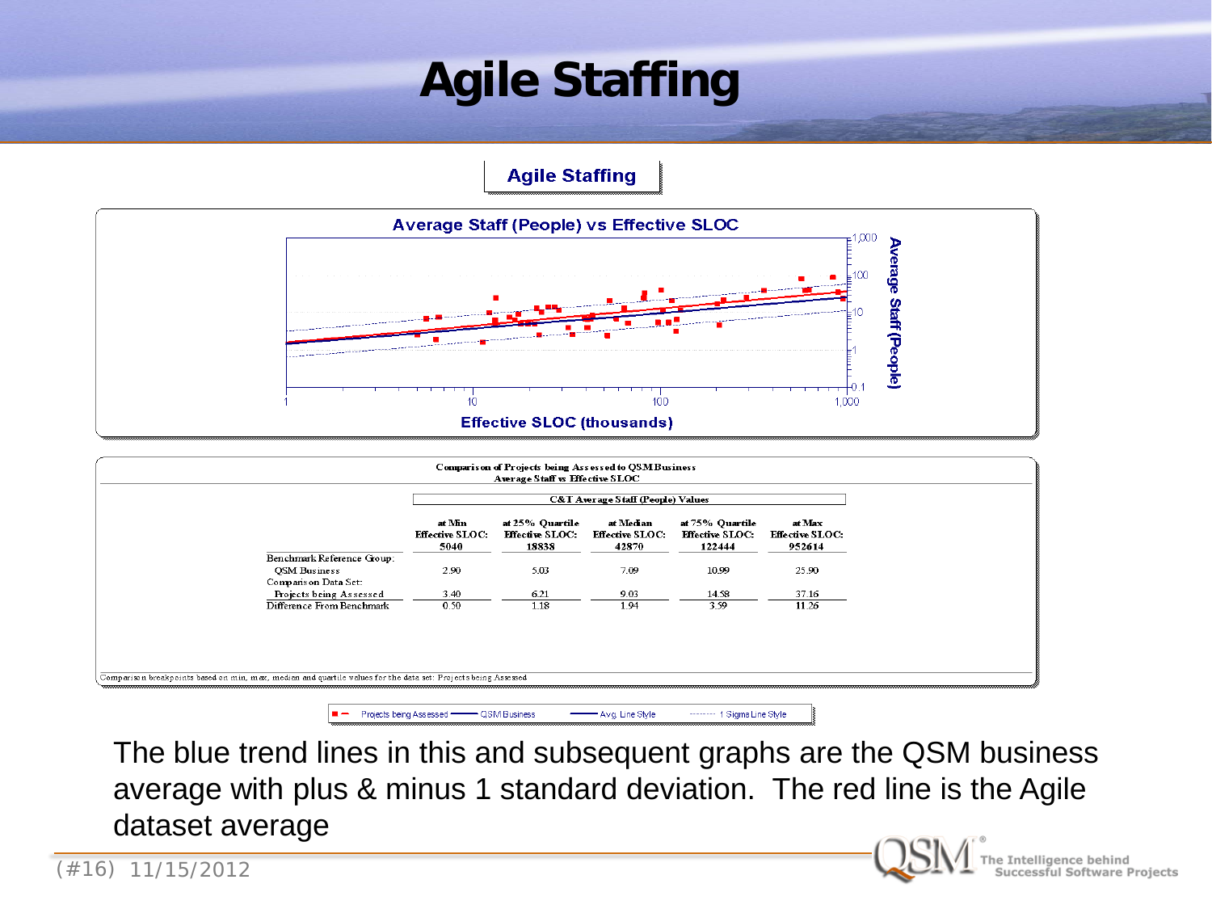# Agile Staffing

**Agile Staffing**

**Average Staff (People) vs Effective SLOC**

Effective SLOC (thousands)

Average Staff (People)

Comparison of Projects being Assessed to QSM Business
Average Staff vs Effective SLOC

| | C&T Average Staff (People) Values | | | | |
|---|---|---|---|---|---|
| | at Min Effective SLOC: 5040 | at 25% Quartile Effective SLOC: 18838 | at Median Effective SLOC: 42870 | at 75% Quartile Effective SLOC: 122444 | at Max Effective SLOC: 952614 |
| Benchmark Reference Group: | | | | | |
| QSM Business | 2.90 | 5.03 | 7.09 | 10.99 | 25.90 |
| Comparison Data Set: | | | | | |
| Projects being Assessed | 3.40 | 6.21 | 9.03 | 14.58 | 37.16 |
| Difference From Benchmark | 0.50 | 1.18 | 1.94 | 3.59 | 11.26 |

Comparison breakpoints based on min, max, median and quartile values for the data set: Projects being Assessed

Projects being Assessed — QSM Business — Avg. Line Style — 1 Sigma Line Style

The blue trend lines in this and subsequent graphs are the QSM business average with plus & minus 1 standard deviation. The red line is the Agile dataset average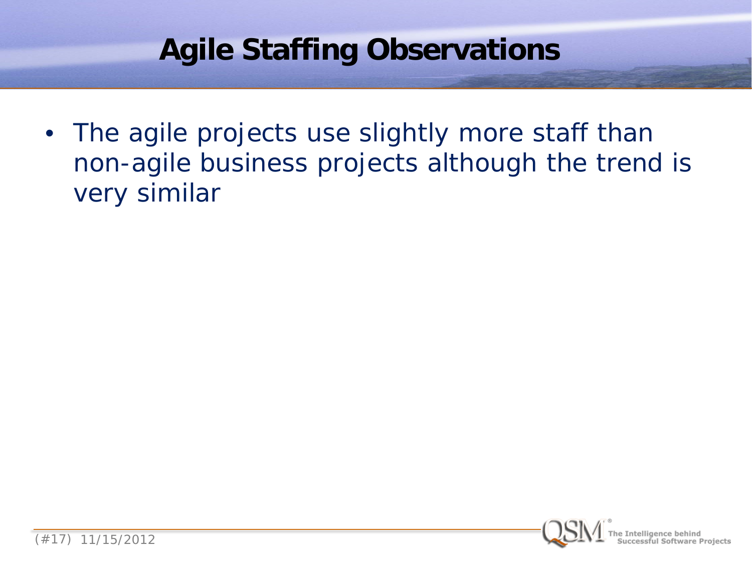# Agile Staffing Observations

- The agile projects use slightly more staff than non-agile business projects although the trend is very similar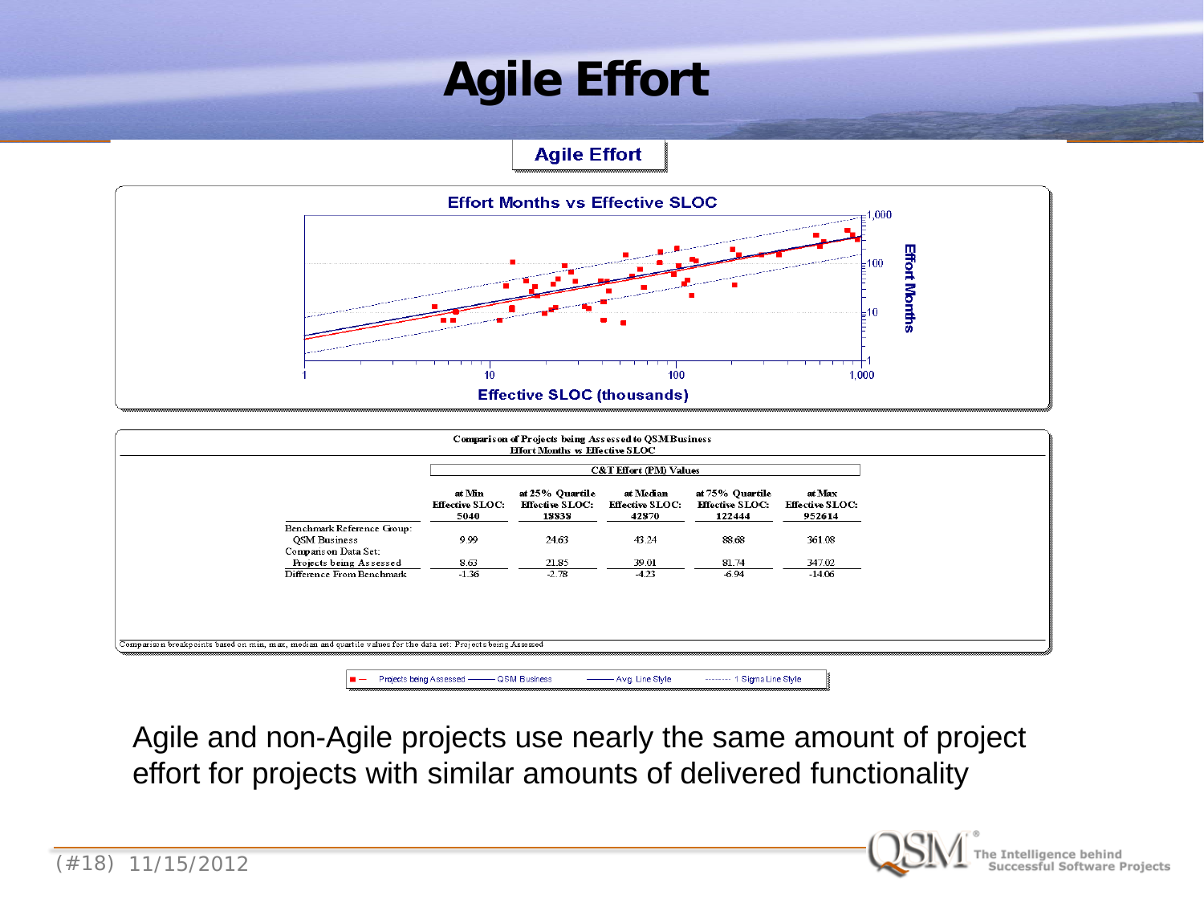# Agile Effort

**Agile Effort**

**Effort Months vs Effective SLOC**

Effective SLOC (thousands)

Effort Months

**Comparison of Projects being Assessed to QSM Business**
**Effort Months vs Effective SLOC**

| | C&T Effort (PM) Values | | | | |
|---|---|---|---|---|---|
| | at Min Effective SLOC: 5040 | at 25% Quartile Effective SLOC: 19838 | at Median Effective SLOC: 42870 | at 75% Quartile Effective SLOC: 122444 | at Max Effective SLOC: 952614 |
| Benchmark Reference Group: QSM Business | 9.99 | 24.63 | 43.24 | 88.68 | 361.08 |
| Comparison Data Set: Projects being Assessed | 8.63 | 21.85 | 39.01 | 81.74 | 347.02 |
| Difference From Benchmark | -1.36 | -2.78 | -4.23 | -6.94 | -14.06 |

Comparison breakpoints based on min, max, median and quartile values for the data set: Projects being Assessed

Projects being Assessed — QSM Business — Avg. Line Style ------- 1 Sigma Line Style

Agile and non-Agile projects use nearly the same amount of project effort for projects with similar amounts of delivered functionality

(#18) 11/15/2012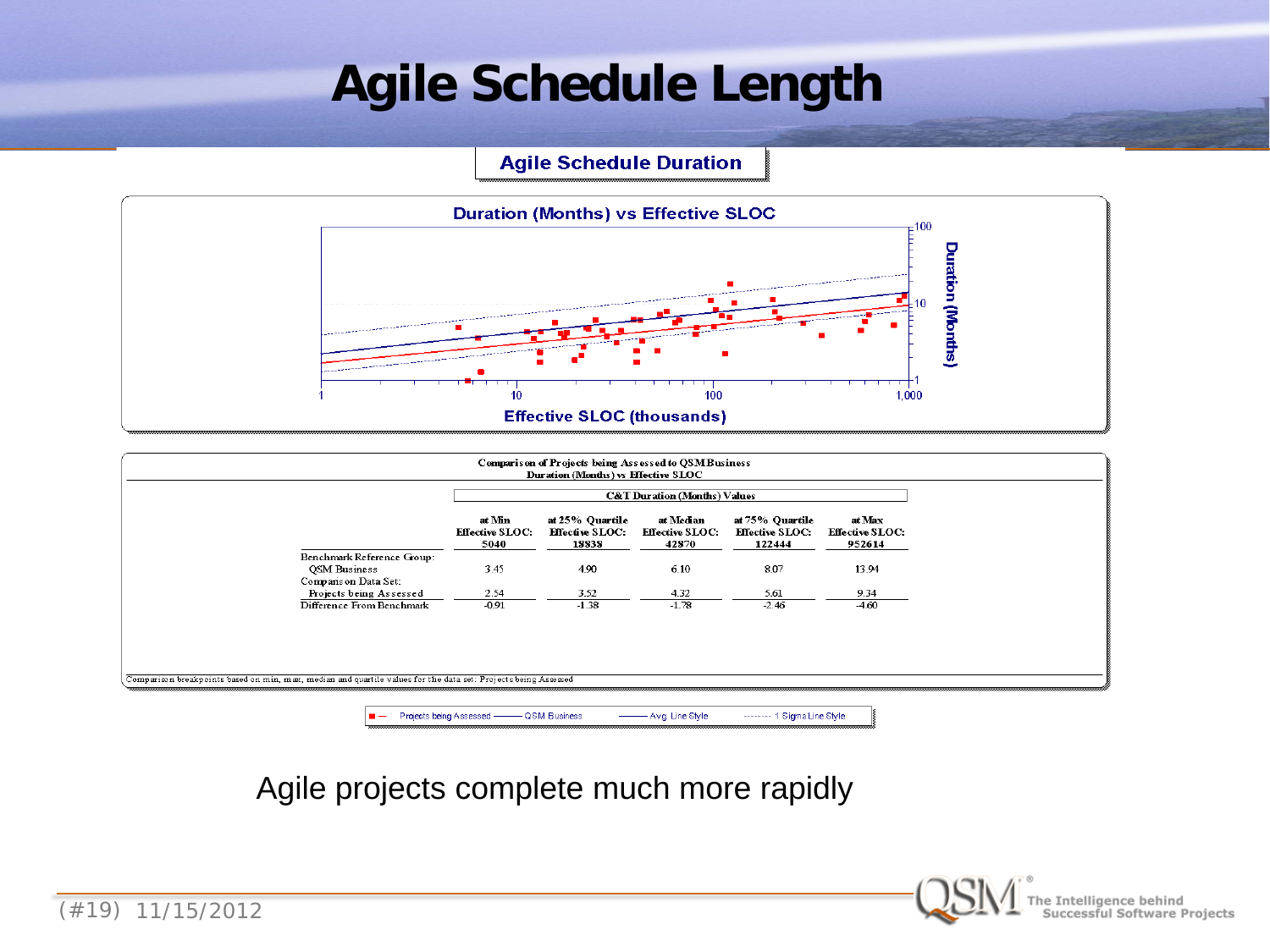# Agile Schedule Length

## Agile Schedule Duration

Duration (Months) vs Effective SLOC

Comparison of Projects being Assessed to QSM Business
Duration (Months) vs Effective SLOC

| | C&T Duration (Months) Values | | | | |
|---|---|---|---|---|---|
| | at Min Effective SLOC: 5040 | at 25% Quartile Effective SLOC: 19838 | at Median Effective SLOC: 42870 | at 75% Quartile Effective SLOC: 122444 | at Max Effective SLOC: 952614 |
| Benchmark Reference Group: QSM Business | 3.45 | 4.90 | 6.10 | 8.07 | 13.94 |
| Comparison Data Set: Projects being Assessed | 2.54 | 3.52 | 4.32 | 5.61 | 9.34 |
| Difference From Benchmark | -0.91 | -1.38 | -1.78 | -2.46 | -4.60 |

Comparison breakpoints based on min, max, median and quartile values for the data set: Projects being Assessed

Agile projects complete much more rapidly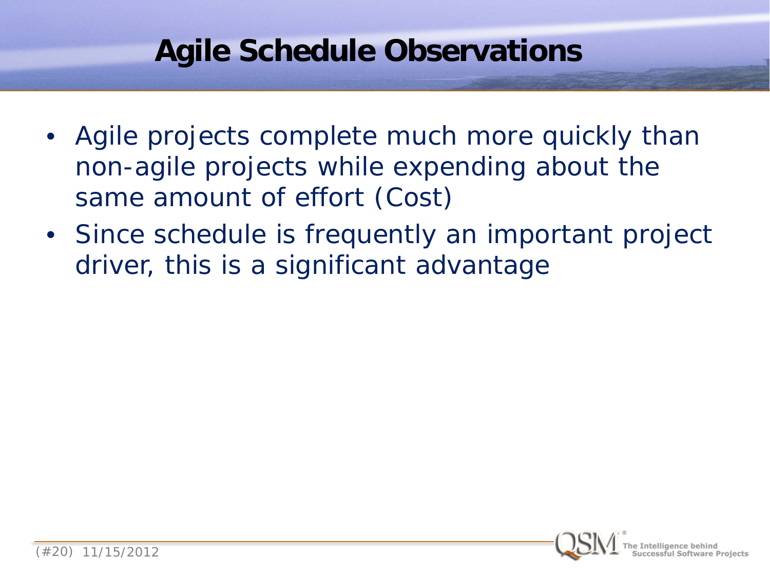# Agile Schedule Observations

- Agile projects complete much more quickly than non-agile projects while expending about the same amount of effort (Cost)
- Since schedule is frequently an important project driver, this is a significant advantage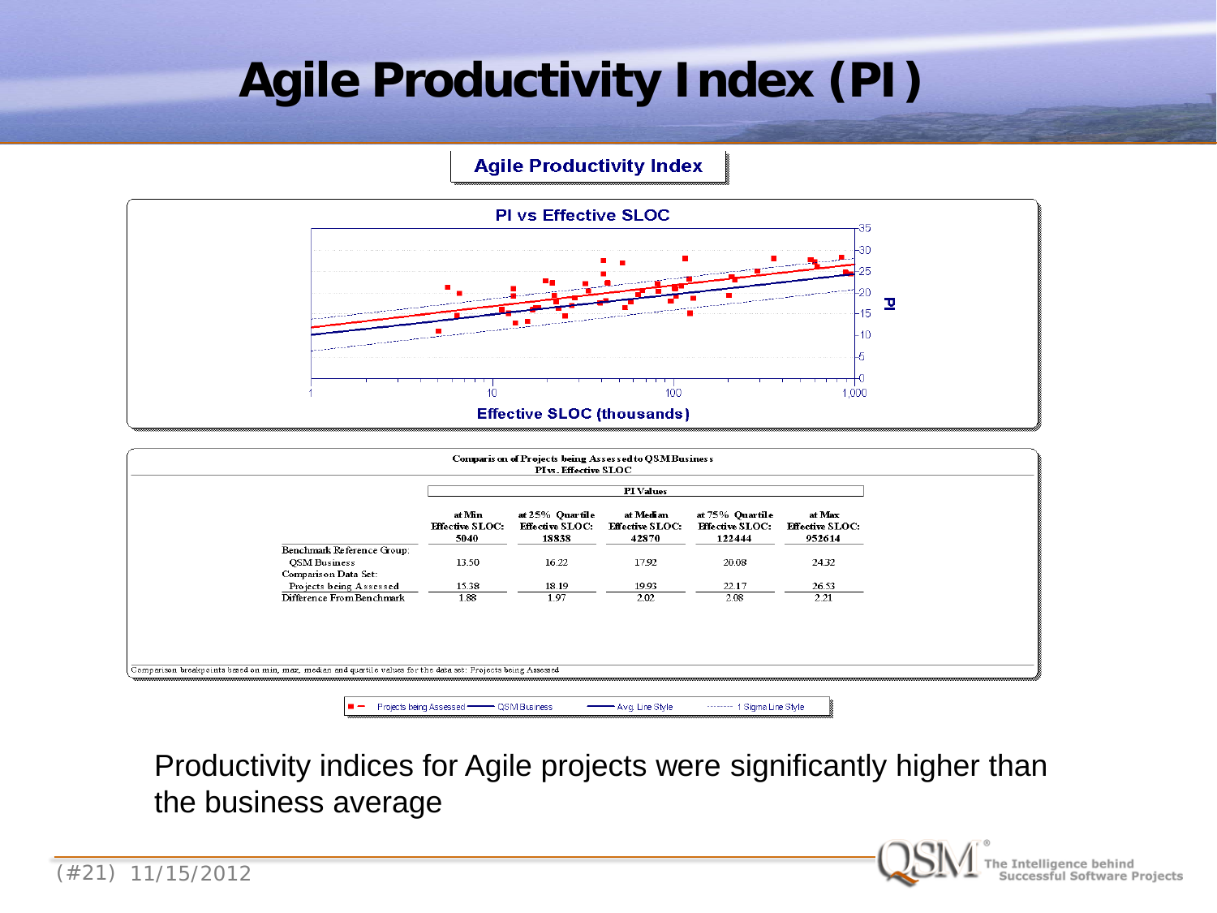# Agile Productivity Index (PI)

**Agile Productivity Index**

**PI vs Effective SLOC**

Effective SLOC (thousands)

Comparison of Projects being Assessed to QSM Business
PI vs. Effective SLOC

| | PI Values | | | | |
|---|---|---|---|---|---|
| | at Min Effective SLOC: 5040 | at 25% Quartile Effective SLOC: 18838 | at Median Effective SLOC: 42870 | at 75% Quartile Effective SLOC: 122444 | at Max Effective SLOC: 952614 |
| Benchmark Reference Group: | | | | | |
| QSM Business | 13.50 | 16.22 | 17.92 | 20.08 | 24.32 |
| Comparison Data Set: | | | | | |
| Projects being Assessed | 15.38 | 18.19 | 19.93 | 22.17 | 26.53 |
| Difference From Benchmark | 1.88 | 1.97 | 2.02 | 2.08 | 2.21 |

Comparison breakpoints based on min, max, median and quartile values for the data set: Projects being Assessed

Projects being Assessed — QSM Business — Avg. Line Style ------- 1 Sigma Line Style

Productivity indices for Agile projects were significantly higher than the business average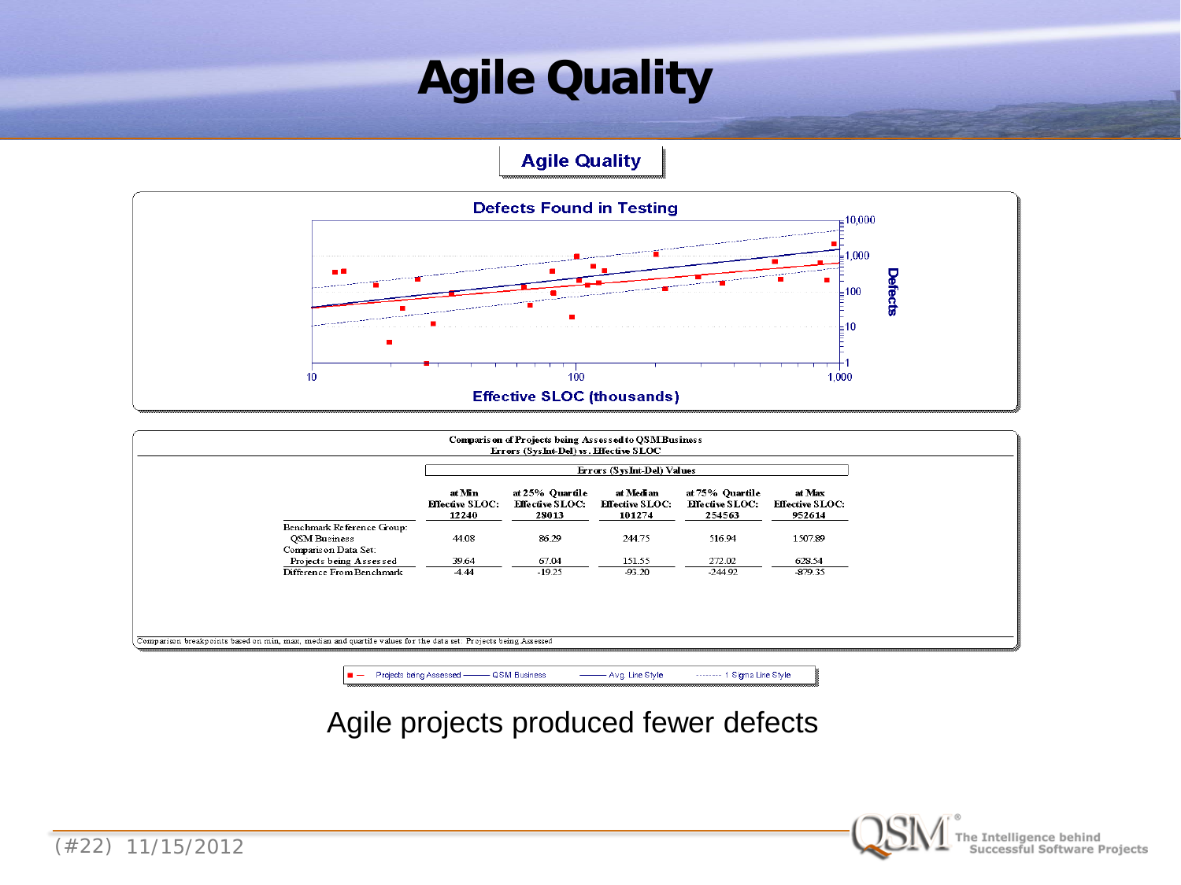# Agile Quality

## Agile Quality

**Defects Found in Testing**

Effective SLOC (thousands) vs. Defects

**Comparison of Projects being Assessed to QSM Business**
**Errors (SysInt-Del) vs. Effective SLOC**

| | Errors (SysInt-Del) Values | | | | |
|---|---|---|---|---|---|
| | at Min Effective SLOC: 12240 | at 25% Quartile Effective SLOC: 28013 | at Median Effective SLOC: 101274 | at 75% Quartile Effective SLOC: 254563 | at Max Effective SLOC: 952614 |
| Benchmark Reference Group: QSM Business | 44.08 | 86.29 | 244.75 | 516.94 | 1507.89 |
| Comparison Data Set: Projects being Assessed | 39.64 | 67.04 | 151.55 | 272.02 | 628.54 |
| Difference From Benchmark | -4.44 | -19.25 | -93.20 | -244.92 | -879.35 |

Comparison breakpoints based on min, max, median and quartile values for the data set: Projects being Assessed

Projects being Assessed — QSM Business — Avg. Line Style — 1 Sigma Line Style

Agile projects produced fewer defects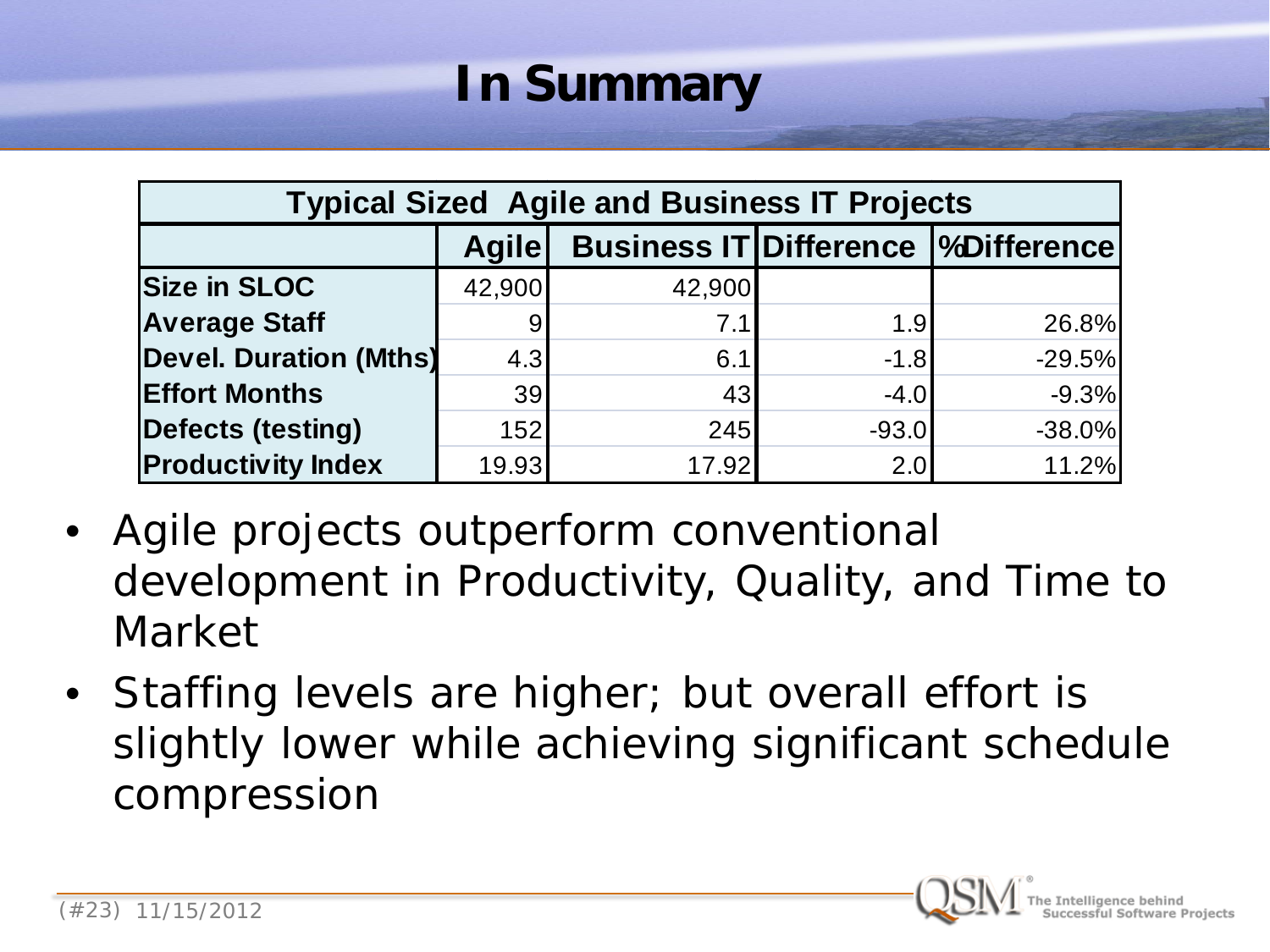# In Summary

| Typical Sized Agile and Business IT Projects | | | | |
|---|---|---|---|---|
| | Agile | Business IT | Difference | %Difference |
| Size in SLOC | 42,900 | 42,900 | | |
| Average Staff | 9 | 7.1 | 1.9 | 26.8% |
| Devel. Duration (Mths) | 4.3 | 6.1 | -1.8 | -29.5% |
| Effort Months | 39 | 43 | -4.0 | -9.3% |
| Defects (testing) | 152 | 245 | -93.0 | -38.0% |
| Productivity Index | 19.93 | 17.92 | 2.0 | 11.2% |

- Agile projects outperform conventional development in Productivity, Quality, and Time to Market
- Staffing levels are higher; but overall effort is slightly lower while achieving significant schedule compression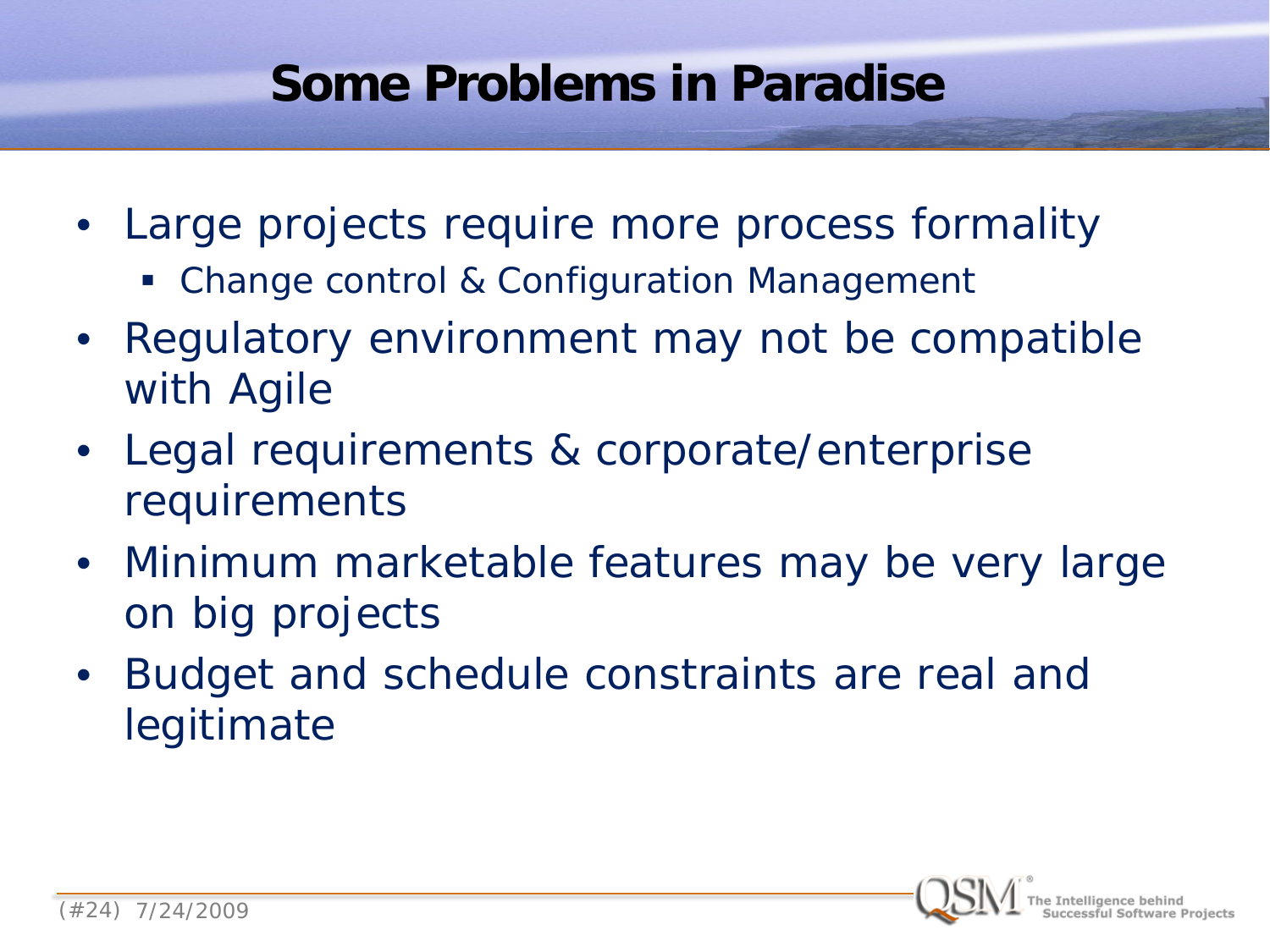# Some Problems in Paradise

- Large projects require more process formality
  - Change control & Configuration Management
- Regulatory environment may not be compatible with Agile
- Legal requirements & corporate/enterprise requirements
- Minimum marketable features may be very large on big projects
- Budget and schedule constraints are real and legitimate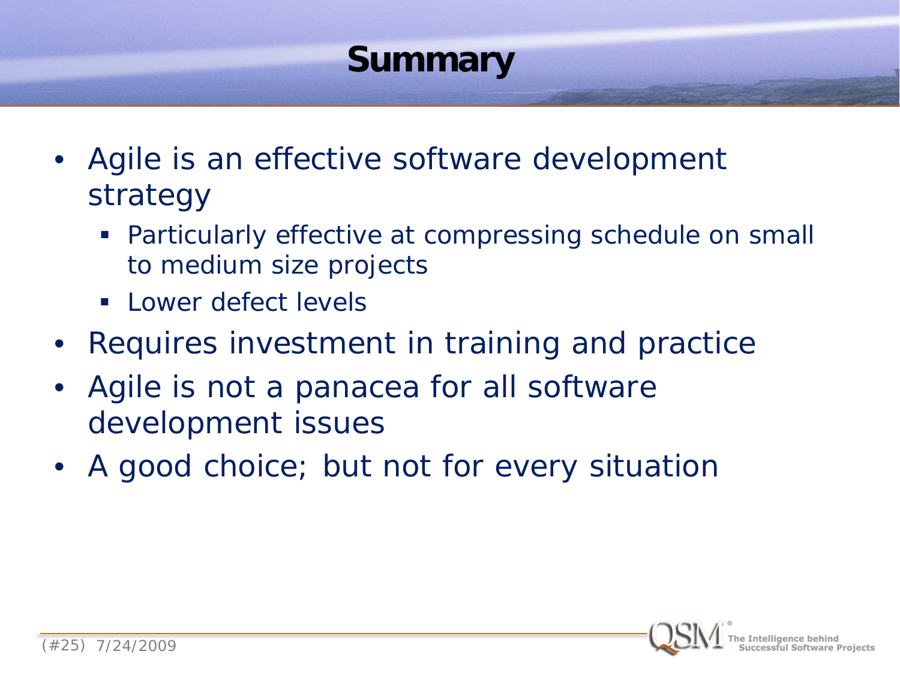# Summary

- Agile is an effective software development strategy
  - Particularly effective at compressing schedule on small to medium size projects
  - Lower defect levels
- Requires investment in training and practice
- Agile is not a panacea for all software development issues
- A good choice; but not for every situation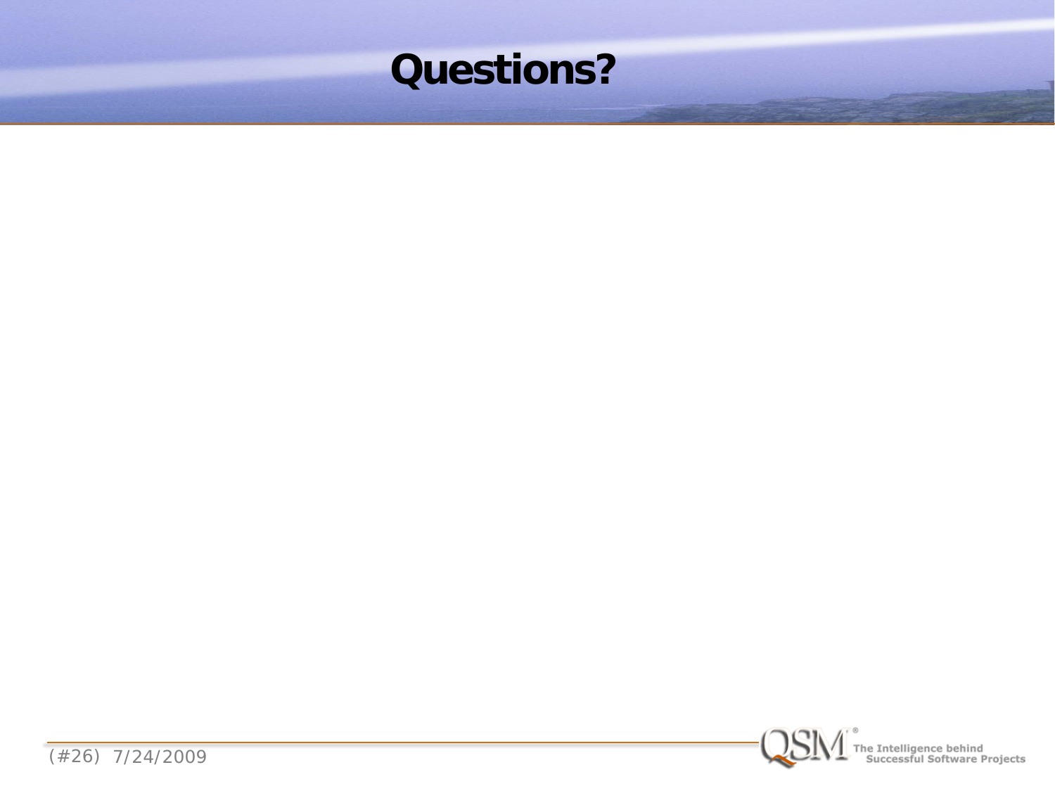# Questions?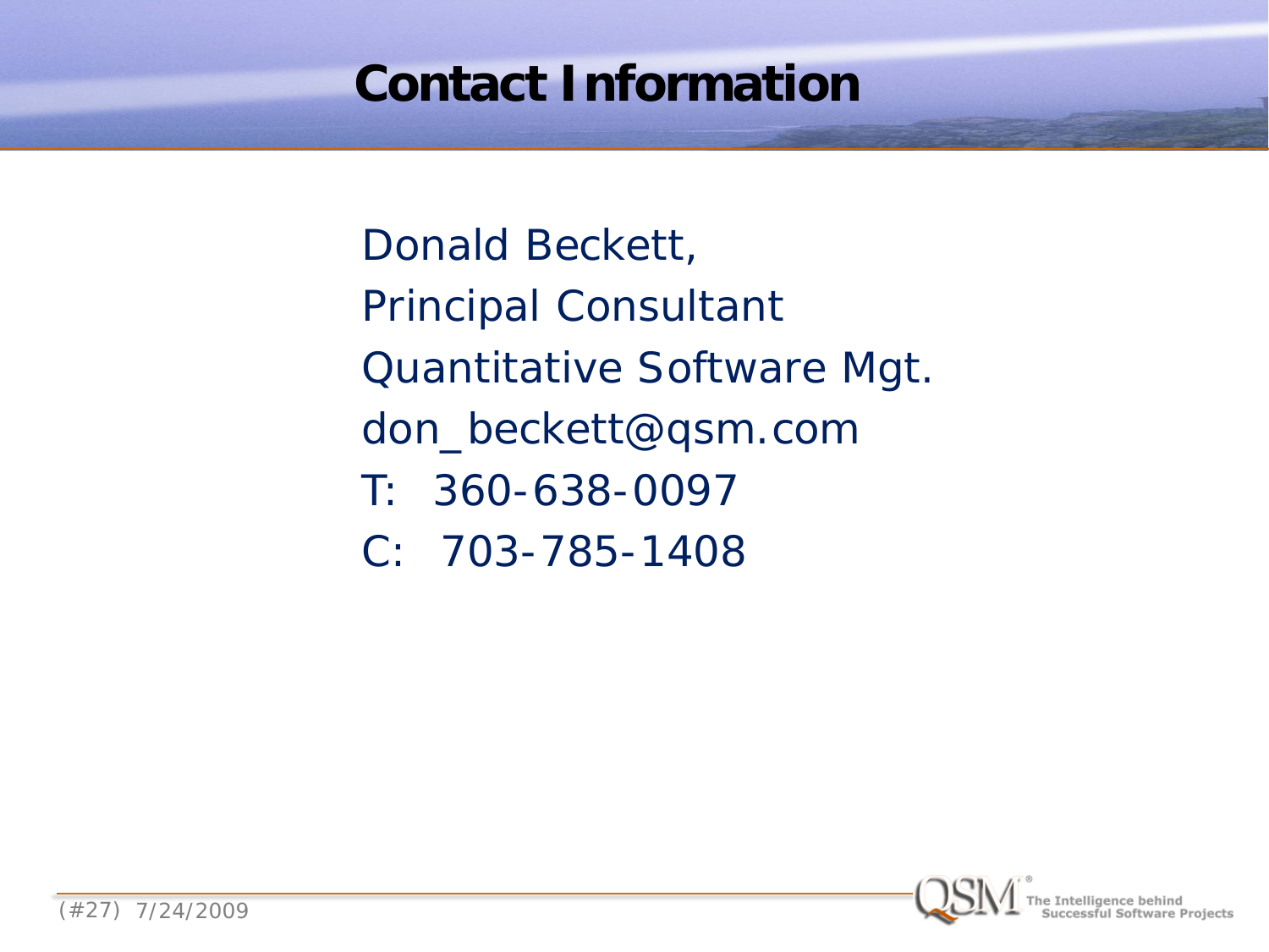# Contact Information

Donald Beckett,

Principal Consultant

Quantitative Software Mgt.

don_beckett@qsm.com

T: 360-638-0097

C: 703-785-1408